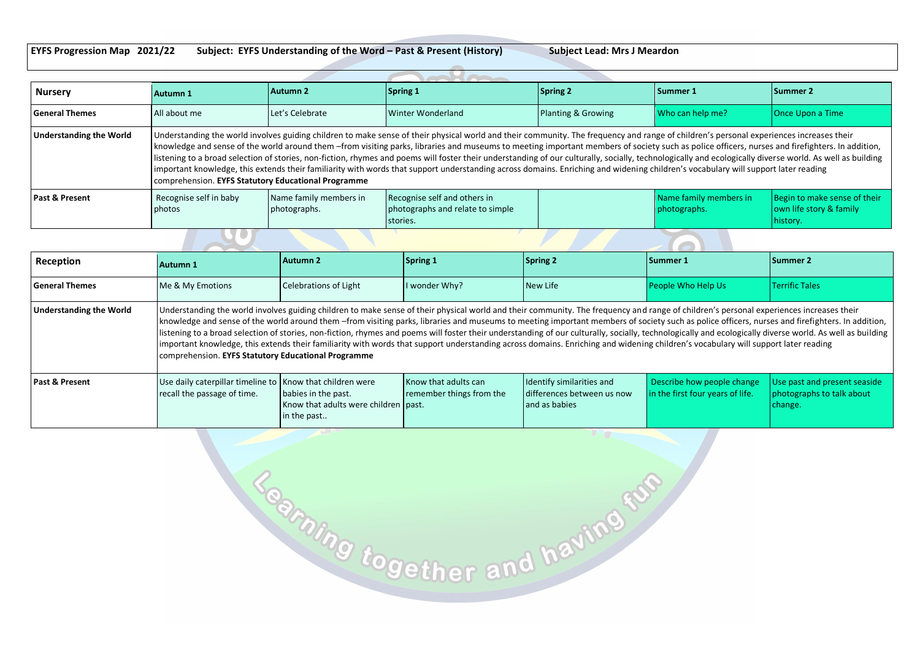**EYFS Progression Map 2021/22 Subject: EYFS Understanding of the Word – Past & Present (History) Subject Lead: Mrs J Meardon**

| Nursery | Autumn 1 | Autumn 2 | Spring 1 | Spring 2 | Summer 1 | Summer 2 |
|---|---|---|---|---|---|---|
| General Themes | All about me | Let's Celebrate | Winter Wonderland | Planting & Growing | Who can help me? | Once Upon a Time |
| Understanding the World | Understanding the world involves guiding children to make sense of their physical world and their community. The frequency and range of children's personal experiences increases their knowledge and sense of the world around them –from visiting parks, libraries and museums to meeting important members of society such as police officers, nurses and firefighters. In addition, listening to a broad selection of stories, non-fiction, rhymes and poems will foster their understanding of our culturally, socially, technologically and ecologically diverse world. As well as building important knowledge, this extends their familiarity with words that support understanding across domains. Enriching and widening children's vocabulary will support later reading comprehension. **EYFS Statutory Educational Programme** | | | | | |
| Past & Present | Recognise self in baby photos | Name family members in photographs. | Recognise self and others in photographs and relate to simple stories. | | Name family members in photographs. | Begin to make sense of their own life story & family history. |

| Reception | Autumn 1 | Autumn 2 | Spring 1 | Spring 2 | Summer 1 | Summer 2 |
|---|---|---|---|---|---|---|
| General Themes | Me & My Emotions | Celebrations of Light | I wonder Why? | New Life | People Who Help Us | Terrific Tales |
| Understanding the World | Understanding the world involves guiding children to make sense of their physical world and their community. The frequency and range of children's personal experiences increases their knowledge and sense of the world around them –from visiting parks, libraries and museums to meeting important members of society such as police officers, nurses and firefighters. In addition, listening to a broad selection of stories, non-fiction, rhymes and poems will foster their understanding of our culturally, socially, technologically and ecologically diverse world. As well as building important knowledge, this extends their familiarity with words that support understanding across domains. Enriching and widening children's vocabulary will support later reading comprehension. **EYFS Statutory Educational Programme** | | | | | |
| Past & Present | Use daily caterpillar timeline to recall the passage of time. | Know that children were babies in the past. Know that adults were children in the past.. | Know that adults can remember things from the past. | Identify similarities and differences between us now and as babies | Describe how people change in the first four years of life. | Use past and present seaside photographs to talk about change. |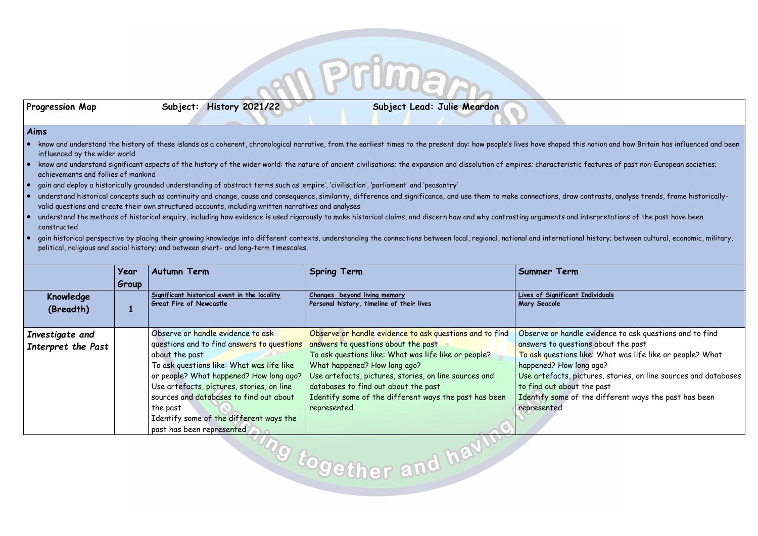| Progression Map | Subject: History 2021/22 | Subject Lead: Julie Meardon |
|---|---|---|

## Aims

- know and understand the history of these islands as a coherent, chronological narrative, from the earliest times to the present day: how people's lives have shaped this nation and how Britain has influenced and been influenced by the wider world
- know and understand significant aspects of the history of the wider world: the nature of ancient civilisations; the expansion and dissolution of empires; characteristic features of past non-European societies; achievements and follies of mankind
- gain and deploy a historically grounded understanding of abstract terms such as 'empire', 'civilisation', 'parliament' and 'peasantry'
- understand historical concepts such as continuity and change, cause and consequence, similarity, difference and significance, and use them to make connections, draw contrasts, analyse trends, frame historically-valid questions and create their own structured accounts, including written narratives and analyses
- understand the methods of historical enquiry, including how evidence is used rigorously to make historical claims, and discern how and why contrasting arguments and interpretations of the past have been constructed
- gain historical perspective by placing their growing knowledge into different contexts, understanding the connections between local, regional, national and international history; between cultural, economic, military, political, religious and social history; and between short- and long-term timescales.

| | Year Group | Autumn Term | Spring Term | Summer Term |
|---|---|---|---|---|
| **Knowledge (Breadth)** | **1** | **Significant historical event in the locality**<br>**Great Fire of Newcastle** | **Changes beyond living memory**<br>**Personal history, timeline of their lives** | **Lives of Significant Individuals**<br>**Mary Seacole** |
| ***Investigate and Interpret the Past*** | | Observe or handle evidence to ask questions and to find answers to questions about the past<br>To ask questions like: What was life like or people? What happened? How long ago?<br>Use artefacts, pictures, stories, on line sources and databases to find out about the past<br>Identify some of the different ways the past has been represented | Observe or handle evidence to ask questions and to find answers to questions about the past<br>To ask questions like: What was life like or people? What happened? How long ago?<br>Use artefacts, pictures, stories, on line sources and databases to find out about the past<br>Identify some of the different ways the past has been represented | Observe or handle evidence to ask questions and to find answers to questions about the past<br>To ask questions like: What was life like or people? What happened? How long ago?<br>Use artefacts, pictures, stories, on line sources and databases to find out about the past<br>Identify some of the different ways the past has been represented |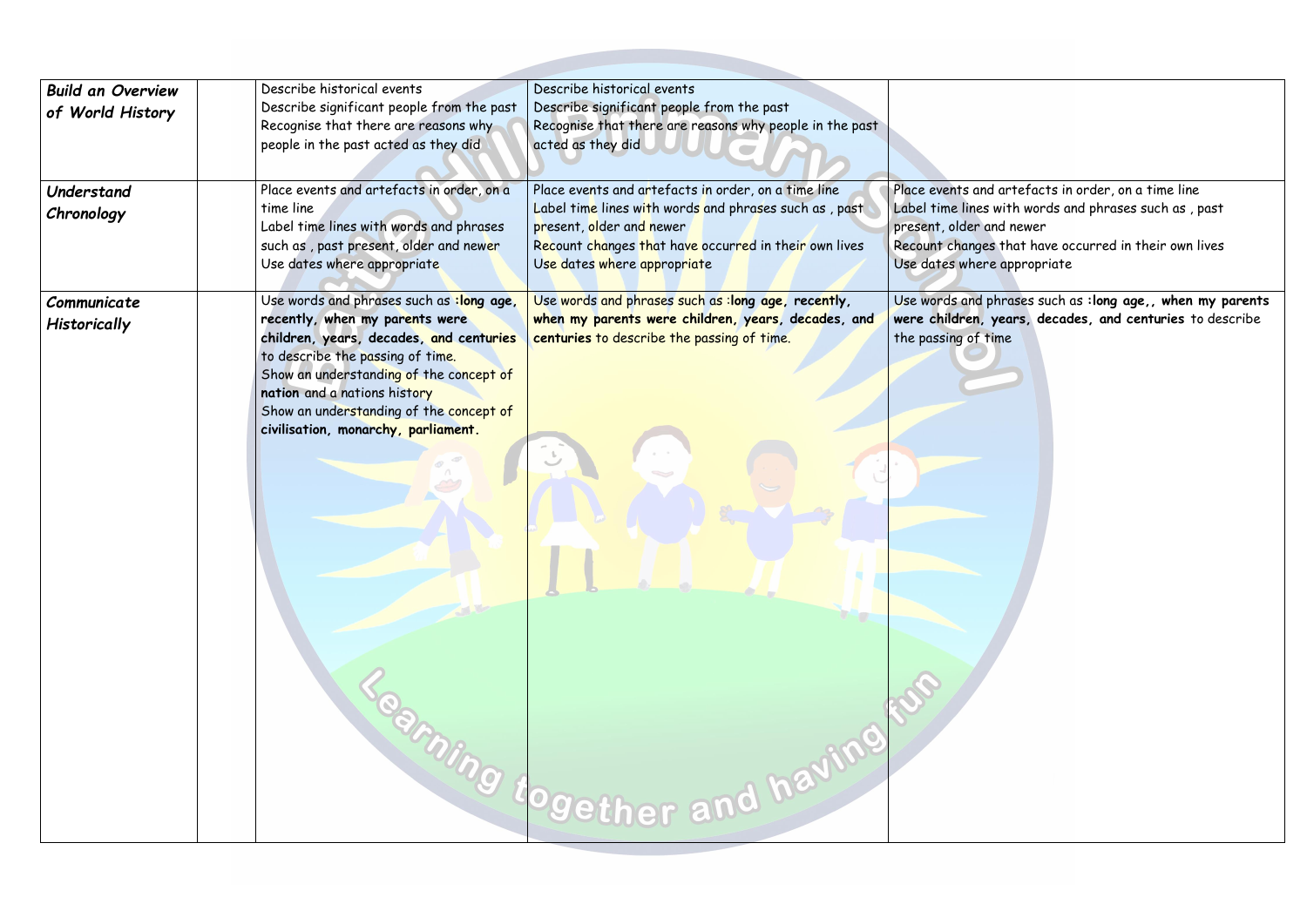| | | | | |
|---|---|---|---|---|
| ***Build an Overview of World History*** | | Describe historical events<br>Describe significant people from the past<br>Recognise that there are reasons why people in the past acted as they did | Describe historical events<br>Describe significant people from the past<br>Recognise that there are reasons why people in the past acted as they did | |
| ***Understand Chronology*** | | Place events and artefacts in order, on a time line<br>Label time lines with words and phrases such as , past present, older and newer<br>Use dates where appropriate | Place events and artefacts in order, on a time line<br>Label time lines with words and phrases such as , past present, older and newer<br>Recount changes that have occurred in their own lives<br>Use dates where appropriate | Place events and artefacts in order, on a time line<br>Label time lines with words and phrases such as , past present, older and newer<br>Recount changes that have occurred in their own lives<br>Use dates where appropriate |
| ***Communicate Historically*** | | Use words and phrases such as **:long age, recently, when my parents were children, years, decades, and centuries** to describe the passing of time.<br>Show an understanding of the concept of **nation** and a nations history<br>Show an understanding of the concept of **civilisation, monarchy, parliament.** | Use words and phrases such as :**long age, recently, when my parents were children, years, decades, and centuries** to describe the passing of time. | Use words and phrases such as **:long age,, when my parents were children, years, decades, and centuries** to describe the passing of time |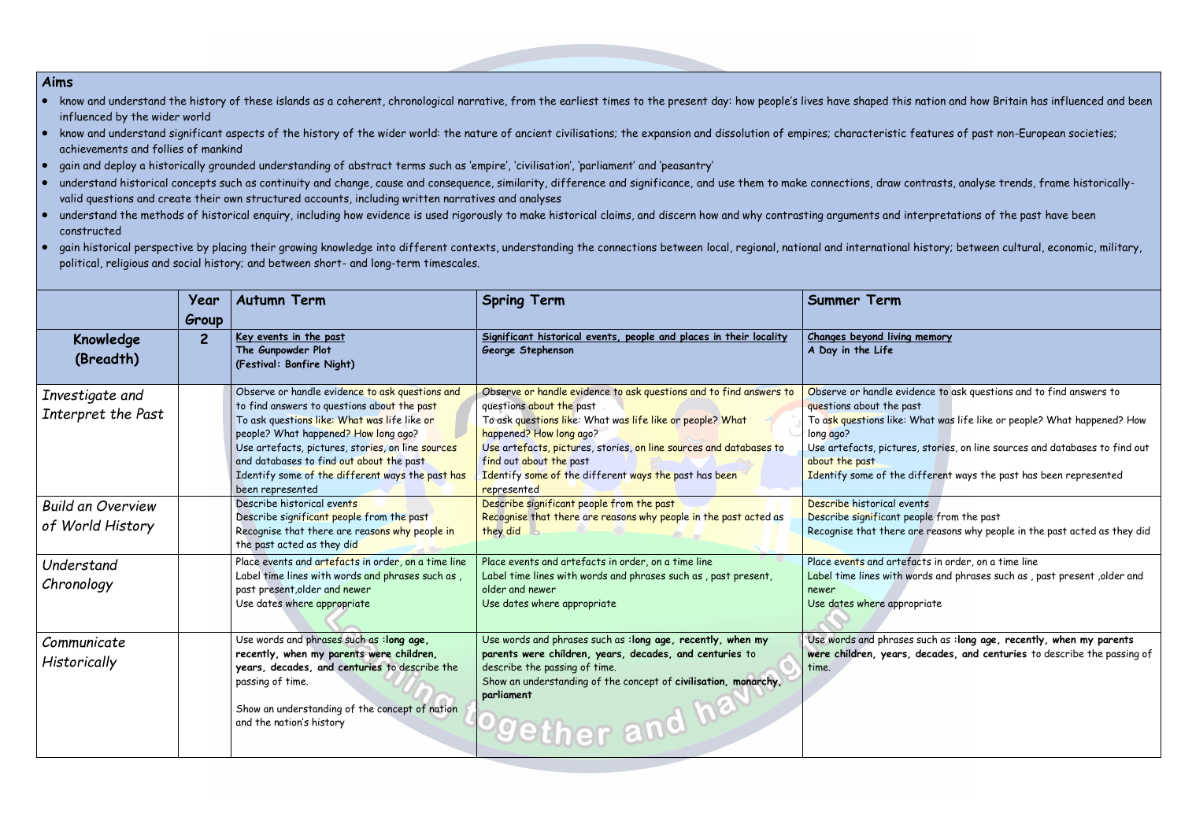## Aims

- know and understand the history of these islands as a coherent, chronological narrative, from the earliest times to the present day: how people's lives have shaped this nation and how Britain has influenced and been influenced by the wider world
- know and understand significant aspects of the history of the wider world: the nature of ancient civilisations; the expansion and dissolution of empires; characteristic features of past non-European societies; achievements and follies of mankind
- gain and deploy a historically grounded understanding of abstract terms such as 'empire', 'civilisation', 'parliament' and 'peasantry'
- understand historical concepts such as continuity and change, cause and consequence, similarity, difference and significance, and use them to make connections, draw contrasts, analyse trends, frame historically-valid questions and create their own structured accounts, including written narratives and analyses
- understand the methods of historical enquiry, including how evidence is used rigorously to make historical claims, and discern how and why contrasting arguments and interpretations of the past have been constructed
- gain historical perspective by placing their growing knowledge into different contexts, understanding the connections between local, regional, national and international history; between cultural, economic, military, political, religious and social history; and between short- and long-term timescales.

| | Year Group | Autumn Term | Spring Term | Summer Term |
|---|---|---|---|---|
| **Knowledge (Breadth)** | **2** | **Key events in the past**<br>**The Gunpowder Plot**<br>**(Festival: Bonfire Night)** | **Significant historical events, people and places in their locality**<br>**George Stephenson** | **Changes beyond living memory**<br>**A Day in the Life** |
| *Investigate and Interpret the Past* | | Observe or handle evidence to ask questions and to find answers to questions about the past<br>To ask questions like: What was life like or people? What happened? How long ago?<br>Use artefacts, pictures, stories, on line sources and databases to find out about the past<br>Identify some of the different ways the past has been represented | Observe or handle evidence to ask questions and to find answers to questions about the past<br>To ask questions like: What was life like or people? What happened? How long ago?<br>Use artefacts, pictures, stories, on line sources and databases to find out about the past<br>Identify some of the different ways the past has been represented | Observe or handle evidence to ask questions and to find answers to questions about the past<br>To ask questions like: What was life like or people? What happened? How long ago?<br>Use artefacts, pictures, stories, on line sources and databases to find out about the past<br>Identify some of the different ways the past has been represented |
| *Build an Overview of World History* | | Describe historical events<br>Describe significant people from the past<br>Recognise that there are reasons why people in the past acted as they did | Describe significant people from the past<br>Recognise that there are reasons why people in the past acted as they did | Describe historical events<br>Describe significant people from the past<br>Recognise that there are reasons why people in the past acted as they did |
| *Understand Chronology* | | Place events and artefacts in order, on a time line<br>Label time lines with words and phrases such as , past present,older and newer<br>Use dates where appropriate | Place events and artefacts in order, on a time line<br>Label time lines with words and phrases such as , past present, older and newer<br>Use dates where appropriate | Place events and artefacts in order, on a time line<br>Label time lines with words and phrases such as , past present ,older and newer<br>Use dates where appropriate |
| *Communicate Historically* | | Use words and phrases such as **:long age, recently, when my parents were children, years, decades, and centuries** to describe the passing of time.<br><br>Show an understanding of the concept of nation and the nation's history | Use words and phrases such as **:long age, recently, when my parents were children, years, decades, and centuries** to describe the passing of time.<br>Show an understanding of the concept of **civilisation, monarchy, parliament** | Use words and phrases such as **:long age, recently, when my parents were children, years, decades, and centuries** to describe the passing of time. |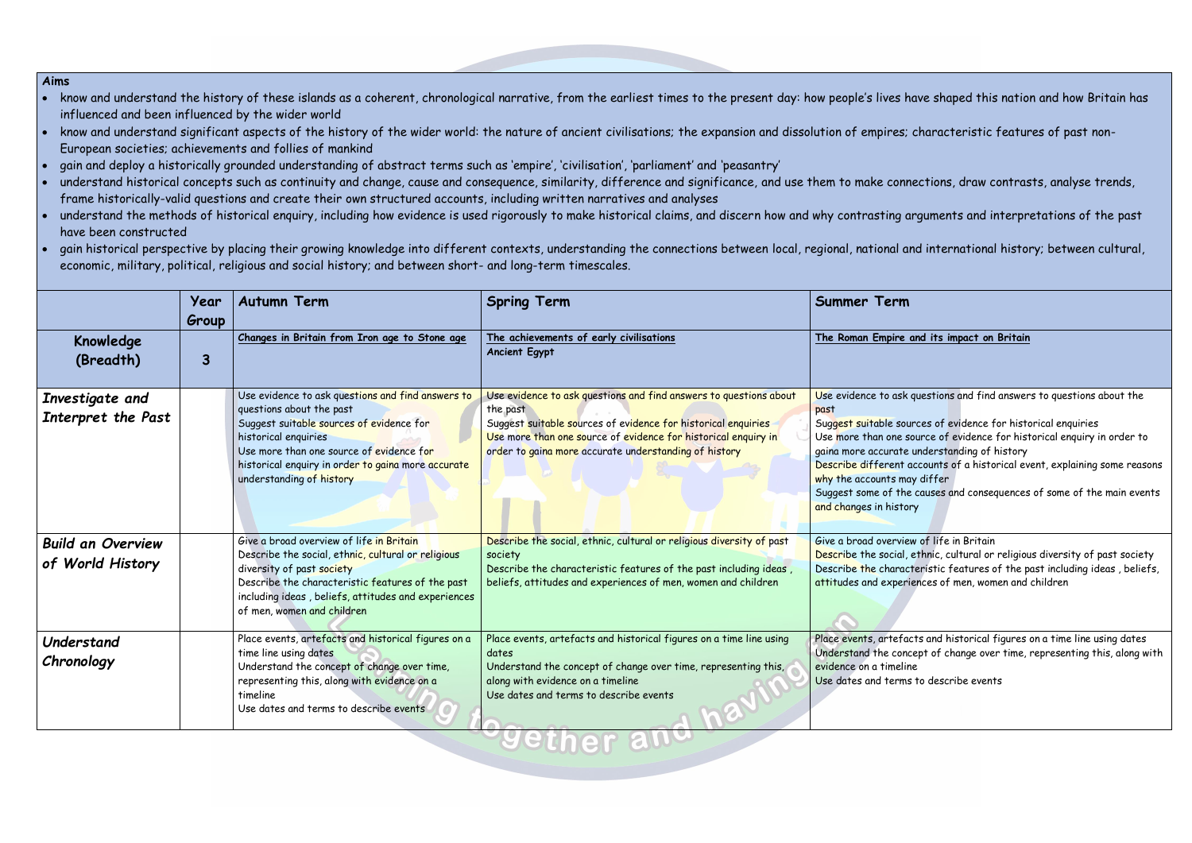**Aims**

- know and understand the history of these islands as a coherent, chronological narrative, from the earliest times to the present day: how people's lives have shaped this nation and how Britain has influenced and been influenced by the wider world
- know and understand significant aspects of the history of the wider world: the nature of ancient civilisations; the expansion and dissolution of empires; characteristic features of past non-European societies; achievements and follies of mankind
- gain and deploy a historically grounded understanding of abstract terms such as 'empire', 'civilisation', 'parliament' and 'peasantry'
- understand historical concepts such as continuity and change, cause and consequence, similarity, difference and significance, and use them to make connections, draw contrasts, analyse trends, frame historically-valid questions and create their own structured accounts, including written narratives and analyses
- understand the methods of historical enquiry, including how evidence is used rigorously to make historical claims, and discern how and why contrasting arguments and interpretations of the past have been constructed
- gain historical perspective by placing their growing knowledge into different contexts, understanding the connections between local, regional, national and international history; between cultural, economic, military, political, religious and social history; and between short- and long-term timescales.

| | Year Group | Autumn Term | Spring Term | Summer Term |
|---|---|---|---|---|
| **Knowledge (Breadth)** | **3** | **Changes in Britain from Iron age to Stone age** | **The achievements of early civilisations**<br>**Ancient Egypt** | **The Roman Empire and its impact on Britain** |
| ***Investigate and Interpret the Past*** | | Use evidence to ask questions and find answers to questions about the past<br>Suggest suitable sources of evidence for historical enquiries<br>Use more than one source of evidence for historical enquiry in order to gaina more accurate understanding of history | Use evidence to ask questions and find answers to questions about the past<br>Suggest suitable sources of evidence for historical enquiries<br>Use more than one source of evidence for historical enquiry in order to gaina more accurate understanding of history | Use evidence to ask questions and find answers to questions about the past<br>Suggest suitable sources of evidence for historical enquiries<br>Use more than one source of evidence for historical enquiry in order to gaina more accurate understanding of history<br>Describe different accounts of a historical event, explaining some reasons why the accounts may differ<br>Suggest some of the causes and consequences of some of the main events and changes in history |
| ***Build an Overview of World History*** | | Give a broad overview of life in Britain<br>Describe the social, ethnic, cultural or religious diversity of past society<br>Describe the characteristic features of the past including ideas , beliefs, attitudes and experiences of men, women and children | Describe the social, ethnic, cultural or religious diversity of past society<br>Describe the characteristic features of the past including ideas , beliefs, attitudes and experiences of men, women and children | Give a broad overview of life in Britain<br>Describe the social, ethnic, cultural or religious diversity of past society<br>Describe the characteristic features of the past including ideas , beliefs, attitudes and experiences of men, women and children |
| ***Understand Chronology*** | | Place events, artefacts and historical figures on a time line using dates<br>Understand the concept of change over time, representing this, along with evidence on a timeline<br>Use dates and terms to describe events | Place events, artefacts and historical figures on a time line using dates<br>Understand the concept of change over time, representing this, along with evidence on a timeline<br>Use dates and terms to describe events | Place events, artefacts and historical figures on a time line using dates<br>Understand the concept of change over time, representing this, along with evidence on a timeline<br>Use dates and terms to describe events |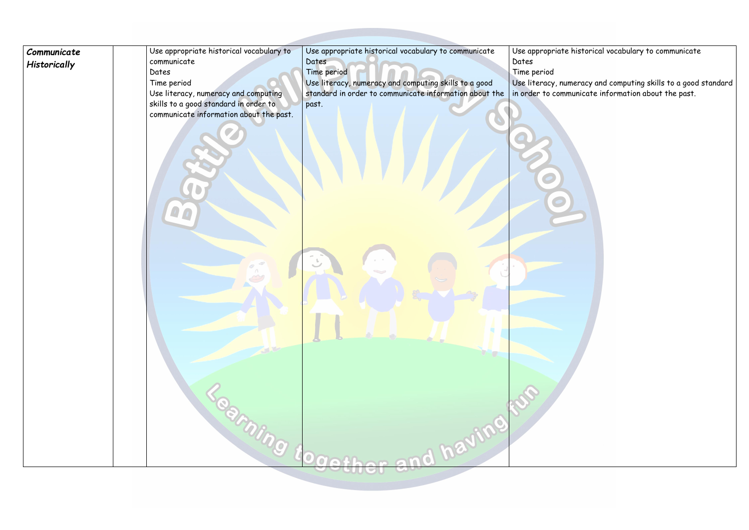| *Communicate Historically* | | Use appropriate historical vocabulary to communicate<br>Dates<br>Time period<br>Use literacy, numeracy and computing skills to a good standard in order to communicate information about the past. | Use appropriate historical vocabulary to communicate<br>Dates<br>Time period<br>Use literacy, numeracy and computing skills to a good standard in order to communicate information about the past. | Use appropriate historical vocabulary to communicate<br>Dates<br>Time period<br>Use literacy, numeracy and computing skills to a good standard in order to communicate information about the past. |
|---|---|---|---|---|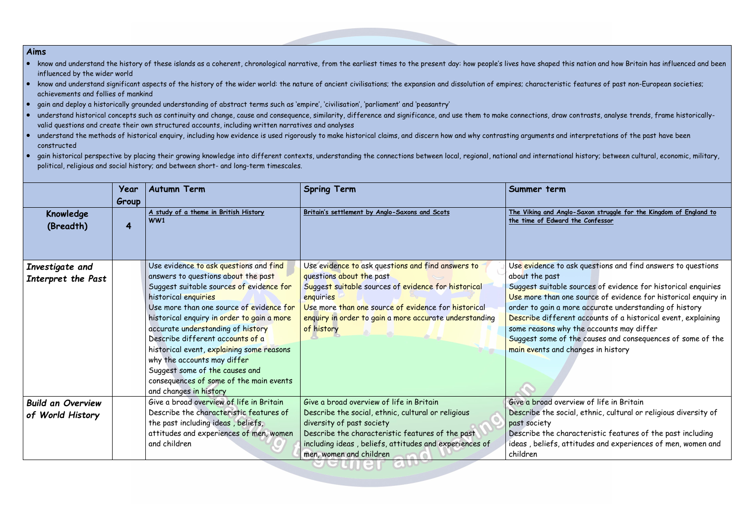## Aims

- know and understand the history of these islands as a coherent, chronological narrative, from the earliest times to the present day: how people's lives have shaped this nation and how Britain has influenced and been influenced by the wider world
- know and understand significant aspects of the history of the wider world: the nature of ancient civilisations; the expansion and dissolution of empires; characteristic features of past non-European societies; achievements and follies of mankind
- gain and deploy a historically grounded understanding of abstract terms such as 'empire', 'civilisation', 'parliament' and 'peasantry'
- understand historical concepts such as continuity and change, cause and consequence, similarity, difference and significance, and use them to make connections, draw contrasts, analyse trends, frame historically-valid questions and create their own structured accounts, including written narratives and analyses
- understand the methods of historical enquiry, including how evidence is used rigorously to make historical claims, and discern how and why contrasting arguments and interpretations of the past have been constructed
- gain historical perspective by placing their growing knowledge into different contexts, understanding the connections between local, regional, national and international history; between cultural, economic, military, political, religious and social history; and between short- and long-term timescales.

| | Year Group | Autumn Term | Spring Term | Summer term |
|---|---|---|---|---|
| **Knowledge (Breadth)** | **4** | <u>A study of a theme in British History</u><br>WW1 | <u>Britain's settlement by Anglo-Saxons and Scots</u> | <u>The Viking and Anglo-Saxon struggle for the Kingdom of England to the time of Edward the Confessor</u> |
| ***Investigate and Interpret the Past*** | | Use evidence to ask questions and find answers to questions about the past<br>Suggest suitable sources of evidence for historical enquiries<br>Use more than one source of evidence for historical enquiry in order to gain a more accurate understanding of history<br>Describe different accounts of a historical event, explaining some reasons why the accounts may differ<br>Suggest some of the causes and consequences of some of the main events and changes in history | Use evidence to ask questions and find answers to questions about the past<br>Suggest suitable sources of evidence for historical enquiries<br>Use more than one source of evidence for historical enquiry in order to gain a more accurate understanding of history | Use evidence to ask questions and find answers to questions about the past<br>Suggest suitable sources of evidence for historical enquiries<br>Use more than one source of evidence for historical enquiry in order to gain a more accurate understanding of history<br>Describe different accounts of a historical event, explaining some reasons why the accounts may differ<br>Suggest some of the causes and consequences of some of the main events and changes in history |
| ***Build an Overview of World History*** | | Give a broad overview of life in Britain<br>Describe the characteristic features of the past including ideas , beliefs, attitudes and experiences of men, women and children | Give a broad overview of life in Britain<br>Describe the social, ethnic, cultural or religious diversity of past society<br>Describe the characteristic features of the past including ideas , beliefs, attitudes and experiences of men, women and children | Give a broad overview of life in Britain<br>Describe the social, ethnic, cultural or religious diversity of past society<br>Describe the characteristic features of the past including ideas , beliefs, attitudes and experiences of men, women and children |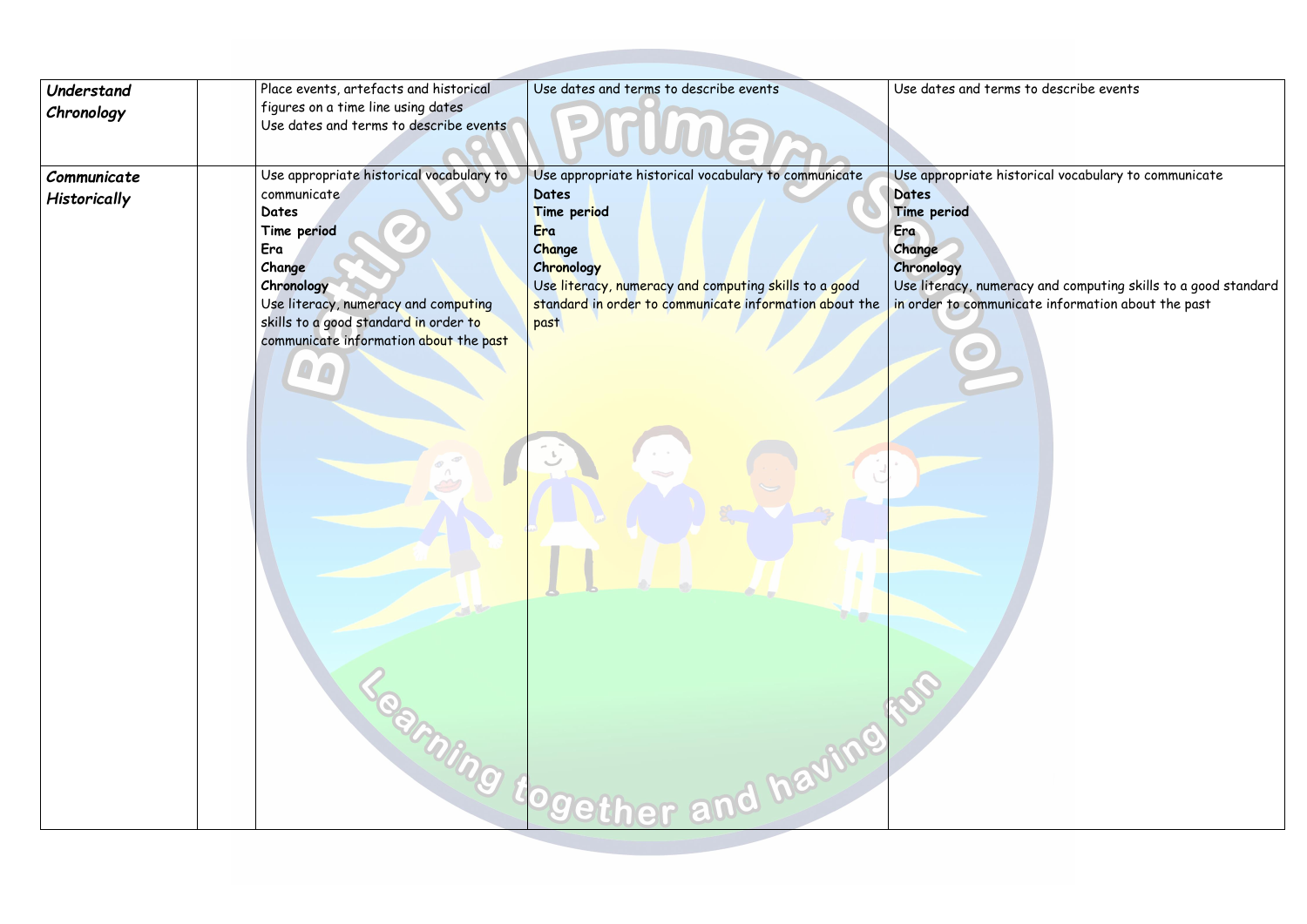| | | | | |
|---|---|---|---|---|
| ***Understand Chronology*** | | Place events, artefacts and historical figures on a time line using dates<br>Use dates and terms to describe events | Use dates and terms to describe events | Use dates and terms to describe events |
| ***Communicate Historically*** | | Use appropriate historical vocabulary to communicate<br>**Dates**<br>**Time period**<br>**Era**<br>**Change**<br>**Chronology**<br>Use literacy, numeracy and computing skills to a good standard in order to communicate information about the past | Use appropriate historical vocabulary to communicate<br>**Dates**<br>**Time period**<br>**Era**<br>**Change**<br>**Chronology**<br>Use literacy, numeracy and computing skills to a good standard in order to communicate information about the past | Use appropriate historical vocabulary to communicate<br>**Dates**<br>**Time period**<br>**Era**<br>**Change**<br>**Chronology**<br>Use literacy, numeracy and computing skills to a good standard in order to communicate information about the past |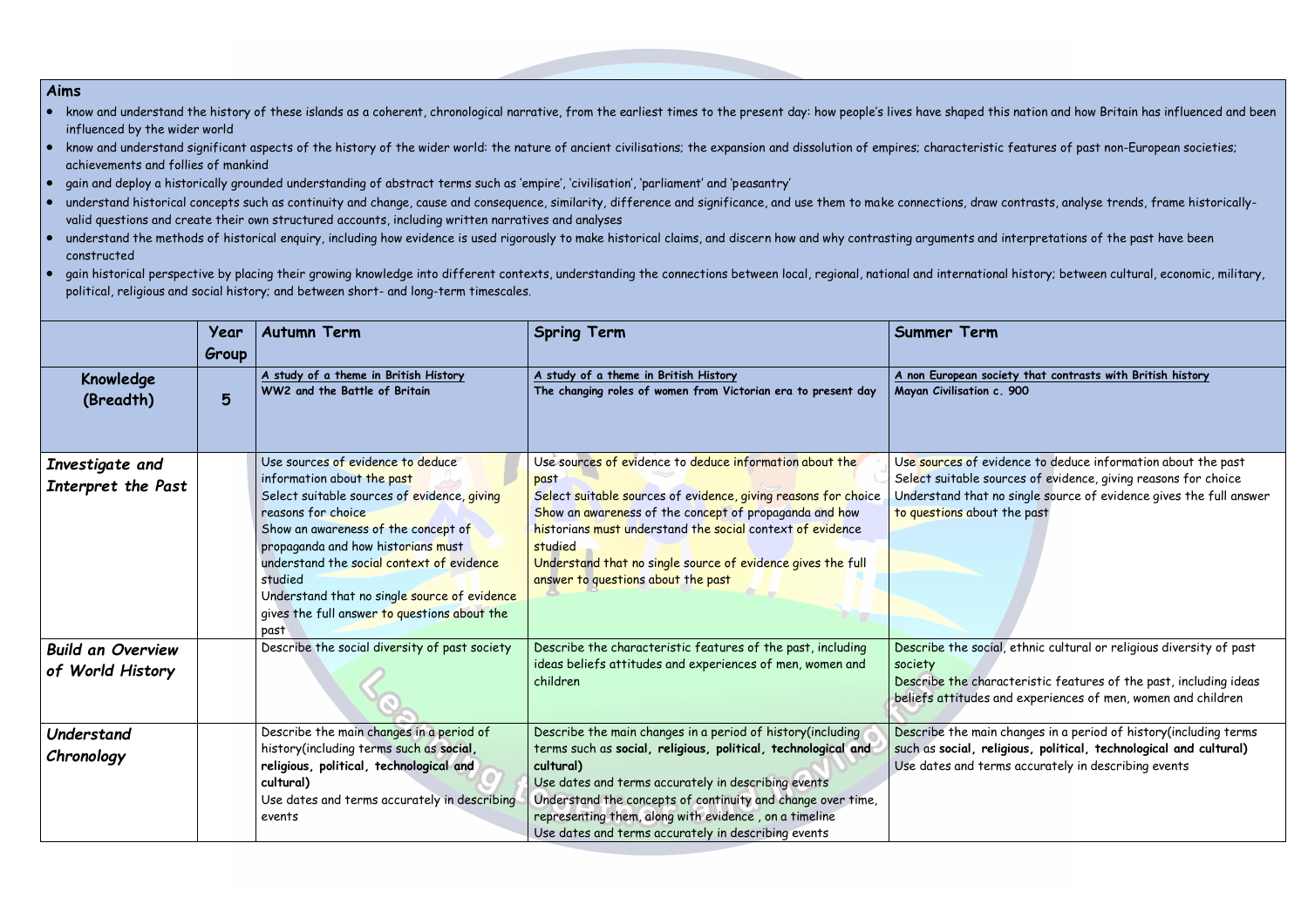**Aims**

- know and understand the history of these islands as a coherent, chronological narrative, from the earliest times to the present day: how people's lives have shaped this nation and how Britain has influenced and been influenced by the wider world
- know and understand significant aspects of the history of the wider world: the nature of ancient civilisations; the expansion and dissolution of empires; characteristic features of past non-European societies; achievements and follies of mankind
- gain and deploy a historically grounded understanding of abstract terms such as 'empire', 'civilisation', 'parliament' and 'peasantry'
- understand historical concepts such as continuity and change, cause and consequence, similarity, difference and significance, and use them to make connections, draw contrasts, analyse trends, frame historically-valid questions and create their own structured accounts, including written narratives and analyses
- understand the methods of historical enquiry, including how evidence is used rigorously to make historical claims, and discern how and why contrasting arguments and interpretations of the past have been constructed
- gain historical perspective by placing their growing knowledge into different contexts, understanding the connections between local, regional, national and international history; between cultural, economic, military, political, religious and social history; and between short- and long-term timescales.

| | Year Group | Autumn Term | Spring Term | Summer Term |
|---|---|---|---|---|
| **Knowledge (Breadth)** | **5** | <u>A study of a theme in British History</u><br>**WW2 and the Battle of Britain** | <u>A study of a theme in British History</u><br>**The changing roles of women from Victorian era to present day** | <u>A non European society that contrasts with British history</u><br>**Mayan Civilisation c. 900** |
| ***Investigate and Interpret the Past*** | | Use sources of evidence to deduce information about the past<br>Select suitable sources of evidence, giving reasons for choice<br>Show an awareness of the concept of propaganda and how historians must understand the social context of evidence studied<br>Understand that no single source of evidence gives the full answer to questions about the past | Use sources of evidence to deduce information about the past<br>Select suitable sources of evidence, giving reasons for choice<br>Show an awareness of the concept of propaganda and how historians must understand the social context of evidence studied<br>Understand that no single source of evidence gives the full answer to questions about the past | Use sources of evidence to deduce information about the past<br>Select suitable sources of evidence, giving reasons for choice<br>Understand that no single source of evidence gives the full answer to questions about the past |
| ***Build an Overview of World History*** | | Describe the social diversity of past society | Describe the characteristic features of the past, including ideas beliefs attitudes and experiences of men, women and children | Describe the social, ethnic cultural or religious diversity of past society<br>Describe the characteristic features of the past, including ideas beliefs attitudes and experiences of men, women and children |
| ***Understand Chronology*** | | Describe the main changes in a period of history(including terms such as **social, religious, political, technological and cultural)**<br>Use dates and terms accurately in describing events | Describe the main changes in a period of history(including terms such as **social, religious, political, technological and cultural)**<br>Use dates and terms accurately in describing events<br>Understand the concepts of continuity and change over time, representing them, along with evidence , on a timeline<br>Use dates and terms accurately in describing events | Describe the main changes in a period of history(including terms such as **social, religious, political, technological and cultural)**<br>Use dates and terms accurately in describing events |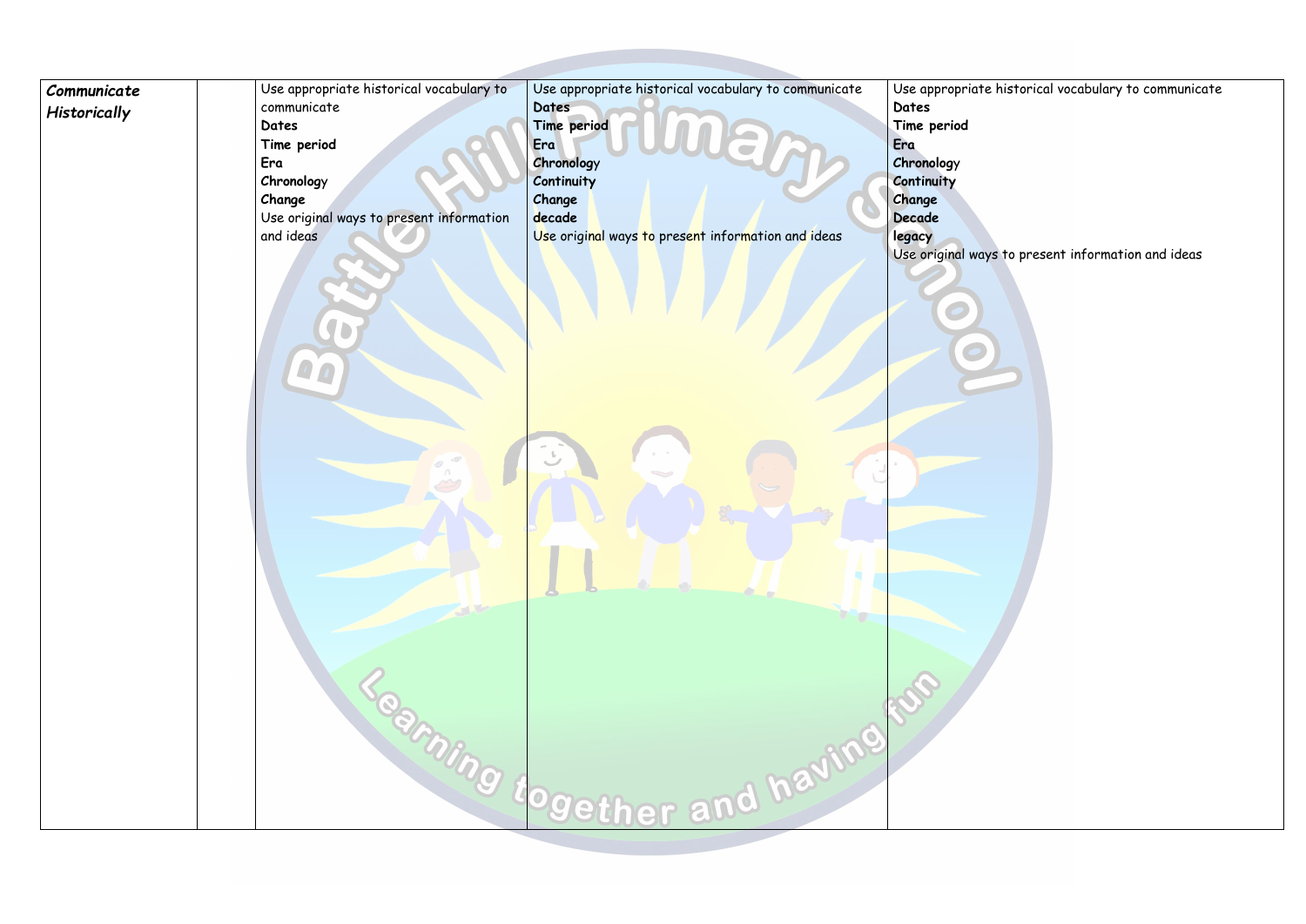| | | | | |
|---|---|---|---|---|
| ***Communicate Historically*** | | Use appropriate historical vocabulary to communicate<br>**Dates**<br>**Time period**<br>**Era**<br>**Chronology**<br>**Change**<br>Use original ways to present information and ideas | Use appropriate historical vocabulary to communicate<br>**Dates**<br>**Time period**<br>**Era**<br>**Chronology**<br>**Continuity**<br>**Change**<br>**decade**<br>Use original ways to present information and ideas | Use appropriate historical vocabulary to communicate<br>**Dates**<br>**Time period**<br>**Era**<br>**Chronology**<br>**Continuity**<br>**Change**<br>**Decade**<br>**legacy**<br>Use original ways to present information and ideas |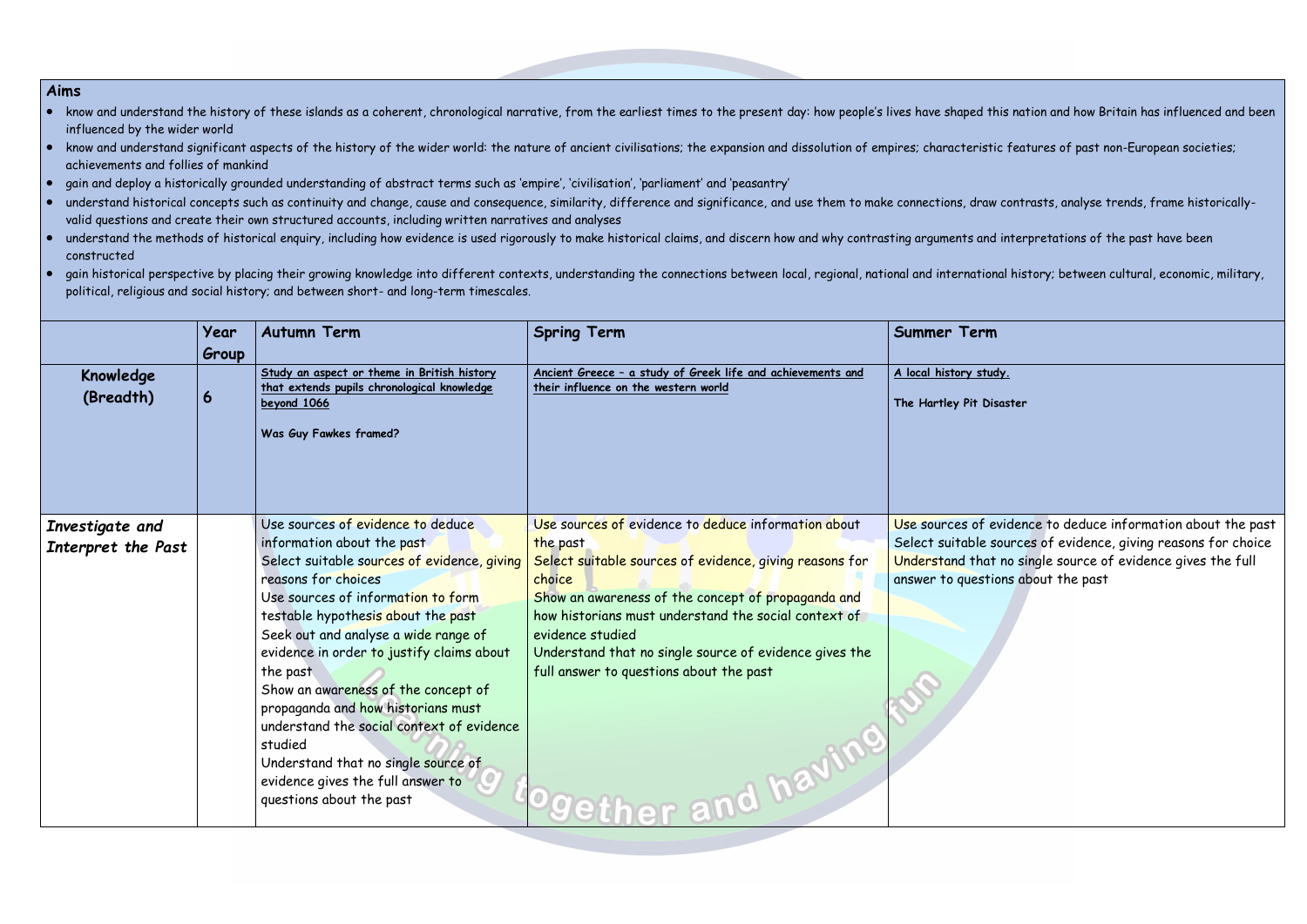**Aims**

- know and understand the history of these islands as a coherent, chronological narrative, from the earliest times to the present day: how people's lives have shaped this nation and how Britain has influenced and been influenced by the wider world
- know and understand significant aspects of the history of the wider world: the nature of ancient civilisations; the expansion and dissolution of empires; characteristic features of past non-European societies; achievements and follies of mankind
- gain and deploy a historically grounded understanding of abstract terms such as 'empire', 'civilisation', 'parliament' and 'peasantry'
- understand historical concepts such as continuity and change, cause and consequence, similarity, difference and significance, and use them to make connections, draw contrasts, analyse trends, frame historically-valid questions and create their own structured accounts, including written narratives and analyses
- understand the methods of historical enquiry, including how evidence is used rigorously to make historical claims, and discern how and why contrasting arguments and interpretations of the past have been constructed
- gain historical perspective by placing their growing knowledge into different contexts, understanding the connections between local, regional, national and international history; between cultural, economic, military, political, religious and social history; and between short- and long-term timescales.

| | Year Group | Autumn Term | Spring Term | Summer Term |
|---|---|---|---|---|
| **Knowledge (Breadth)** | **6** | <u>**Study an aspect or theme in British history that extends pupils chronological knowledge beyond 1066**</u><br><br>**Was Guy Fawkes framed?** | <u>**Ancient Greece – a study of Greek life and achievements and their influence on the western world**</u> | <u>**A local history study.**</u><br><br>**The Hartley Pit Disaster** |
| ***Investigate and Interpret the Past*** | | Use sources of evidence to deduce information about the past<br>Select suitable sources of evidence, giving reasons for choices<br>Use sources of information to form testable hypothesis about the past<br>Seek out and analyse a wide range of evidence in order to justify claims about the past<br>Show an awareness of the concept of propaganda and how historians must understand the social context of evidence studied<br>Understand that no single source of evidence gives the full answer to questions about the past | Use sources of evidence to deduce information about the past<br>Select suitable sources of evidence, giving reasons for choice<br>Show an awareness of the concept of propaganda and how historians must understand the social context of evidence studied<br>Understand that no single source of evidence gives the full answer to questions about the past | Use sources of evidence to deduce information about the past<br>Select suitable sources of evidence, giving reasons for choice<br>Understand that no single source of evidence gives the full answer to questions about the past |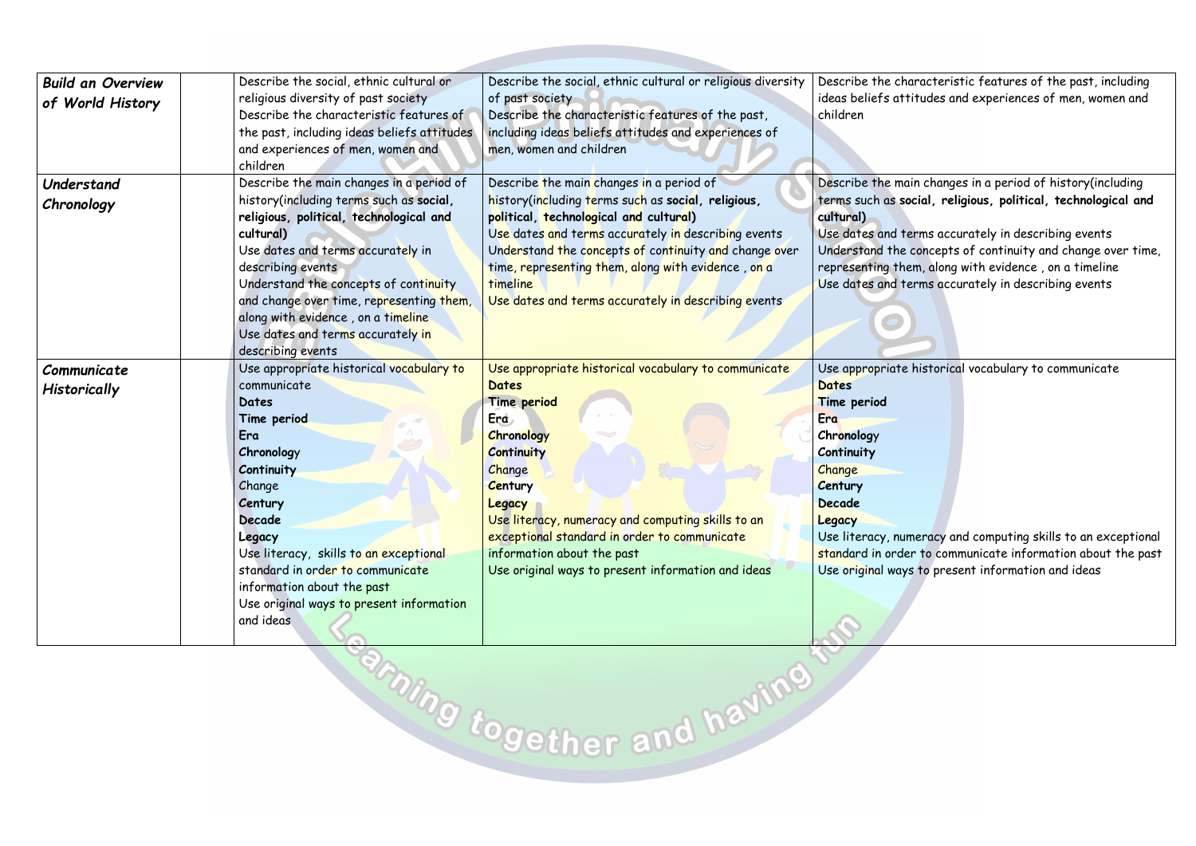| | | | | |
|---|---|---|---|---|
| ***Build an Overview of World History*** | | Describe the social, ethnic cultural or religious diversity of past society<br>Describe the characteristic features of the past, including ideas beliefs attitudes and experiences of men, women and children | Describe the social, ethnic cultural or religious diversity of past society<br>Describe the characteristic features of the past, including ideas beliefs attitudes and experiences of men, women and children | Describe the characteristic features of the past, including ideas beliefs attitudes and experiences of men, women and children |
| ***Understand Chronology*** | | Describe the main changes in a period of history(including terms such as **social, religious, political, technological and cultural)**<br>Use dates and terms accurately in describing events<br>Understand the concepts of continuity and change over time, representing them, along with evidence , on a timeline<br>Use dates and terms accurately in describing events | Describe the main changes in a period of history(including terms such as **social, religious, political, technological and cultural)**<br>Use dates and terms accurately in describing events<br>Understand the concepts of continuity and change over time, representing them, along with evidence , on a timeline<br>Use dates and terms accurately in describing events | Describe the main changes in a period of history(including terms such as **social, religious, political, technological and cultural)**<br>Use dates and terms accurately in describing events<br>Understand the concepts of continuity and change over time, representing them, along with evidence , on a timeline<br>Use dates and terms accurately in describing events |
| ***Communicate Historically*** | | Use appropriate historical vocabulary to communicate<br>**Dates**<br>**Time period**<br>**Era**<br>**Chronology**<br>**Continuity**<br>Change<br>**Century**<br>**Decade**<br>**Legacy**<br>Use literacy, skills to an exceptional standard in order to communicate information about the past<br>Use original ways to present information and ideas | Use appropriate historical vocabulary to communicate<br>**Dates**<br>**Time period**<br>**Era**<br>**Chronology**<br>**Continuity**<br>Change<br>**Century**<br>**Legacy**<br>Use literacy, numeracy and computing skills to an exceptional standard in order to communicate information about the past<br>Use original ways to present information and ideas | Use appropriate historical vocabulary to communicate<br>**Dates**<br>**Time period**<br>**Era**<br>**Chronology**<br>**Continuity**<br>Change<br>**Century**<br>**Decade**<br>**Legacy**<br>Use literacy, numeracy and computing skills to an exceptional standard in order to communicate information about the past<br>Use original ways to present information and ideas |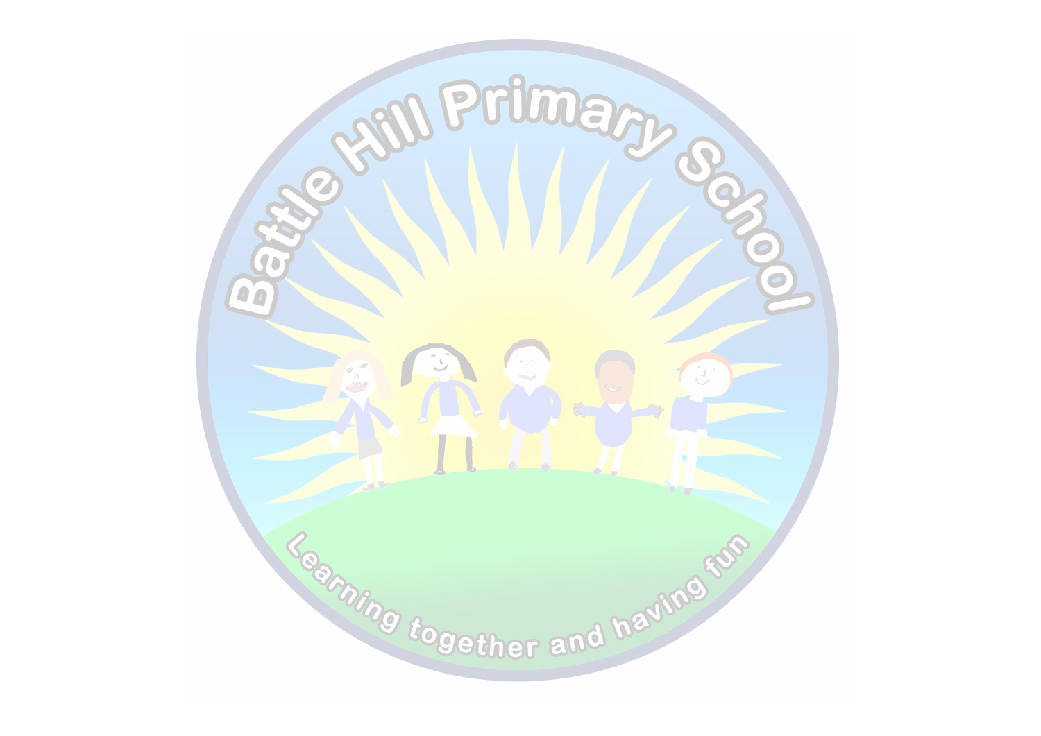Battle Hill Primary School

Learning together and having fun